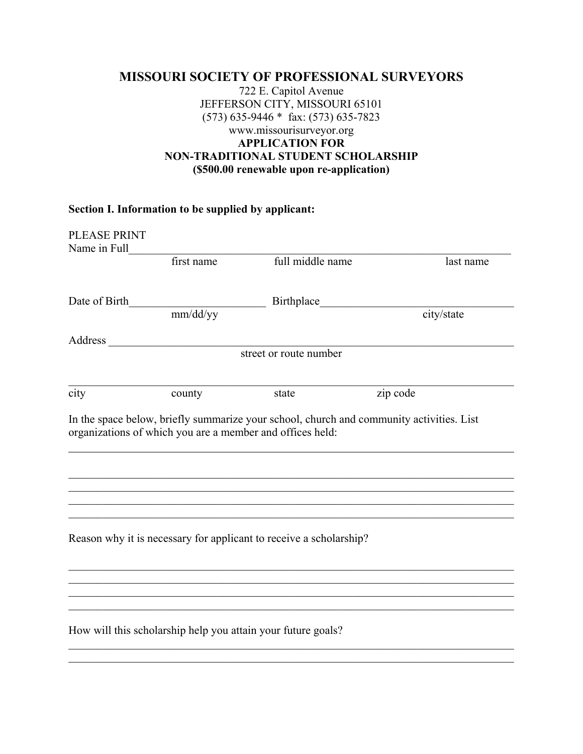# MISSOURI SOCIETY OF PROFESSIONAL SURVEYORS

722 E. Capitol Avenue
JEFFERSON CITY, MISSOURI 65101
(573) 635-9446 * fax: (573) 635-7823
www.missourisurveyor.org

**APPLICATION FOR**
**NON-TRADITIONAL STUDENT SCHOLARSHIP**
**($500.00 renewable upon re-application)**

**Section I. Information to be supplied by applicant:**

PLEASE PRINT

Name in Full_______________________________________________________________
first name　　　　full middle name　　　　last name

Date of Birth_______________________ Birthplace_________________________________
mm/dd/yy　　　　city/state

Address ___________________________________________________________________
street or route number

___________________________________________________________________________
city　　　　county　　　　state　　　　zip code

In the space below, briefly summarize your school, church and community activities. List organizations of which you are a member and offices held:

___________________________________________________________________________

___________________________________________________________________________

___________________________________________________________________________

___________________________________________________________________________

___________________________________________________________________________

Reason why it is necessary for applicant to receive a scholarship?

___________________________________________________________________________

___________________________________________________________________________

___________________________________________________________________________

___________________________________________________________________________

How will this scholarship help you attain your future goals?

___________________________________________________________________________

___________________________________________________________________________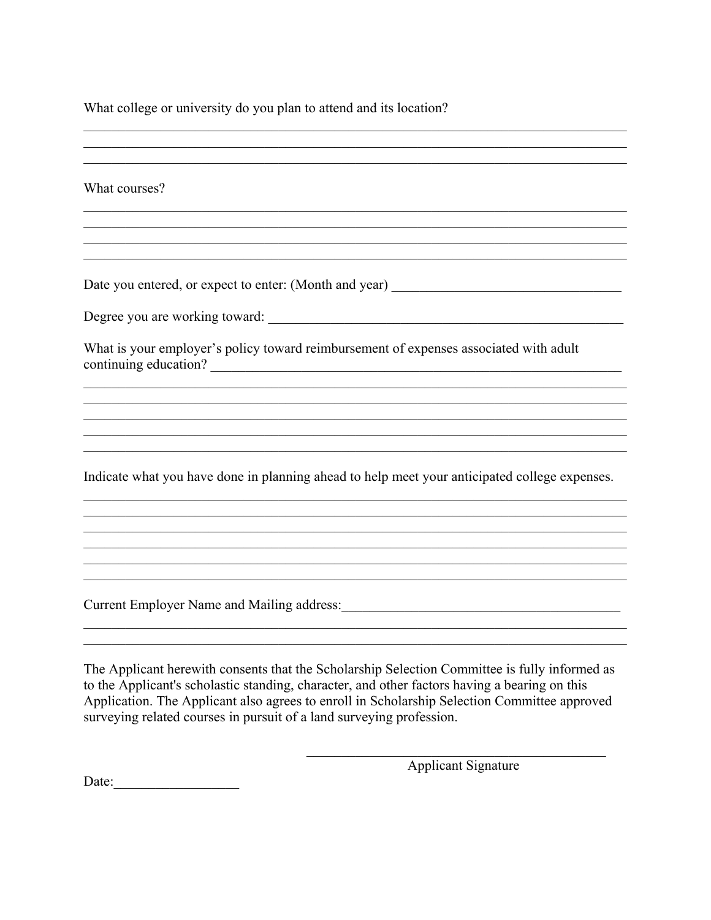What college or university do you plan to attend and its location?

_______________________________________________________________________________
_______________________________________________________________________________
_______________________________________________________________________________

What courses?

_______________________________________________________________________________
_______________________________________________________________________________
_______________________________________________________________________________
_______________________________________________________________________________

Date you entered, or expect to enter: (Month and year) _________________________________

Degree you are working toward: ____________________________________________________

What is your employer's policy toward reimbursement of expenses associated with adult continuing education? ________________________________________________________

_______________________________________________________________________________
_______________________________________________________________________________
_______________________________________________________________________________
_______________________________________________________________________________
_______________________________________________________________________________

Indicate what you have done in planning ahead to help meet your anticipated college expenses.

_______________________________________________________________________________
_______________________________________________________________________________
_______________________________________________________________________________
_______________________________________________________________________________
_______________________________________________________________________________
_______________________________________________________________________________

Current Employer Name and Mailing address:________________________________________

_______________________________________________________________________________
_______________________________________________________________________________

The Applicant herewith consents that the Scholarship Selection Committee is fully informed as to the Applicant's scholastic standing, character, and other factors having a bearing on this Application. The Applicant also agrees to enroll in Scholarship Selection Committee approved surveying related courses in pursuit of a land surveying profession.

_____________________________________________
Applicant Signature

Date:__________________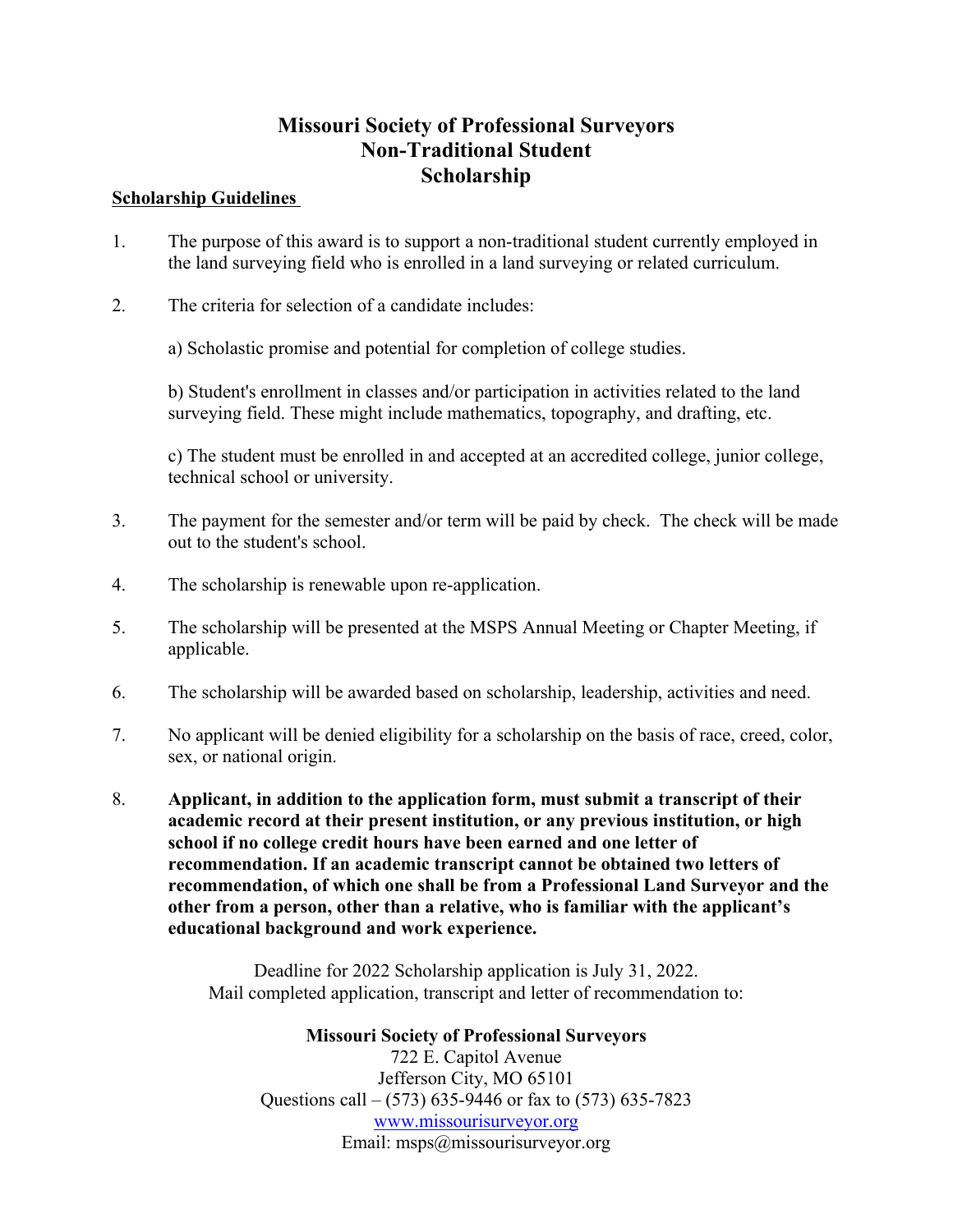# Missouri Society of Professional Surveyors Non-Traditional Student Scholarship

## Scholarship Guidelines

1. The purpose of this award is to support a non-traditional student currently employed in the land surveying field who is enrolled in a land surveying or related curriculum.

2. The criteria for selection of a candidate includes:

   a) Scholastic promise and potential for completion of college studies.

   b) Student's enrollment in classes and/or participation in activities related to the land surveying field. These might include mathematics, topography, and drafting, etc.

   c) The student must be enrolled in and accepted at an accredited college, junior college, technical school or university.

3. The payment for the semester and/or term will be paid by check. The check will be made out to the student's school.

4. The scholarship is renewable upon re-application.

5. The scholarship will be presented at the MSPS Annual Meeting or Chapter Meeting, if applicable.

6. The scholarship will be awarded based on scholarship, leadership, activities and need.

7. No applicant will be denied eligibility for a scholarship on the basis of race, creed, color, sex, or national origin.

8. **Applicant, in addition to the application form, must submit a transcript of their academic record at their present institution, or any previous institution, or high school if no college credit hours have been earned and one letter of recommendation. If an academic transcript cannot be obtained two letters of recommendation, of which one shall be from a Professional Land Surveyor and the other from a person, other than a relative, who is familiar with the applicant's educational background and work experience.**

Deadline for 2022 Scholarship application is July 31, 2022.
Mail completed application, transcript and letter of recommendation to:

**Missouri Society of Professional Surveyors**
722 E. Capitol Avenue
Jefferson City, MO 65101
Questions call – (573) 635-9446 or fax to (573) 635-7823
www.missourisurveyor.org
Email: msps@missourisurveyor.org